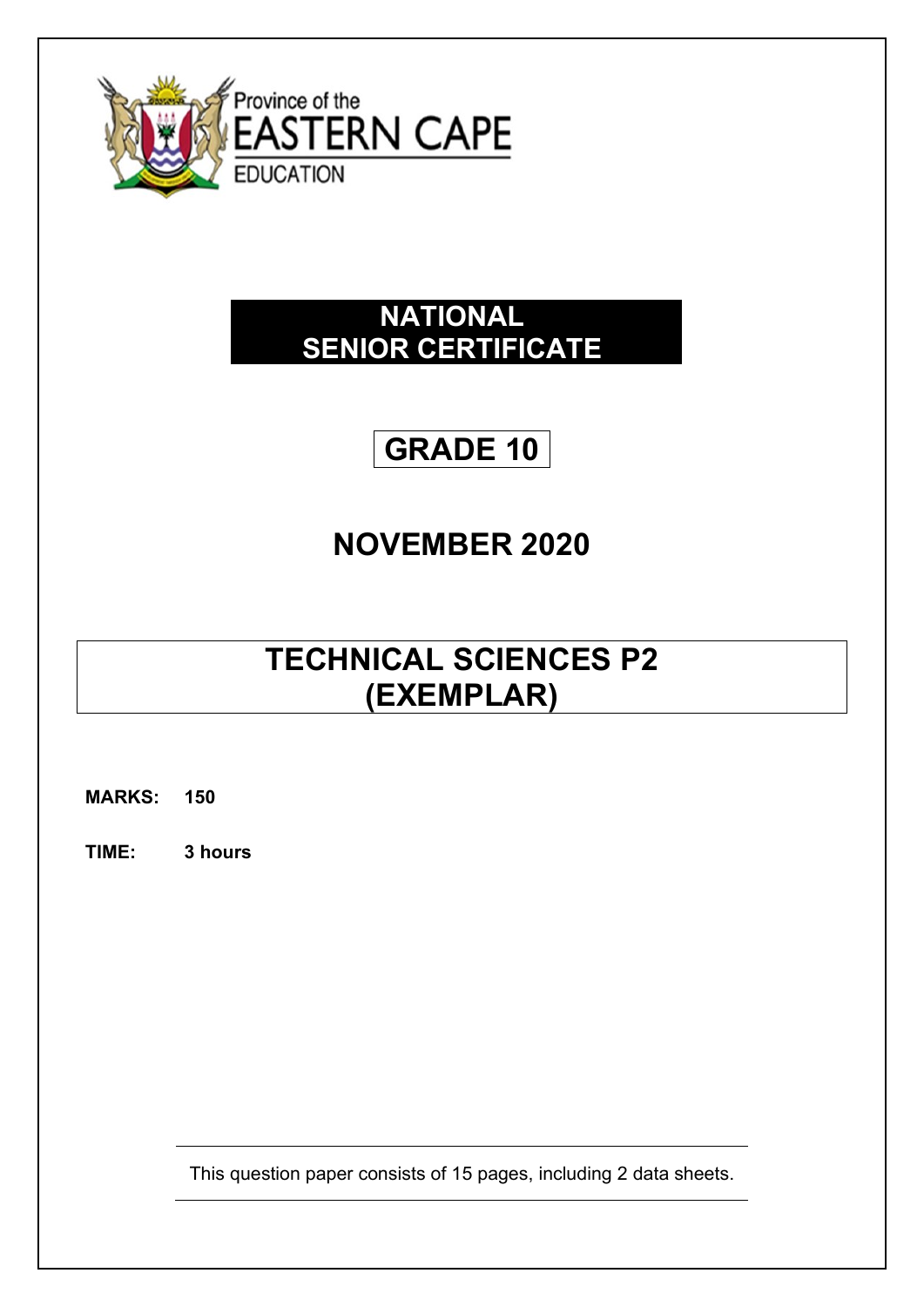Province of the
EASTERN CAPE
EDUCATION

# NATIONAL SENIOR CERTIFICATE

# GRADE 10

## NOVEMBER 2020

# TECHNICAL SCIENCES P2 (EXEMPLAR)

**MARKS: 150**

**TIME: 3 hours**

This question paper consists of 15 pages, including 2 data sheets.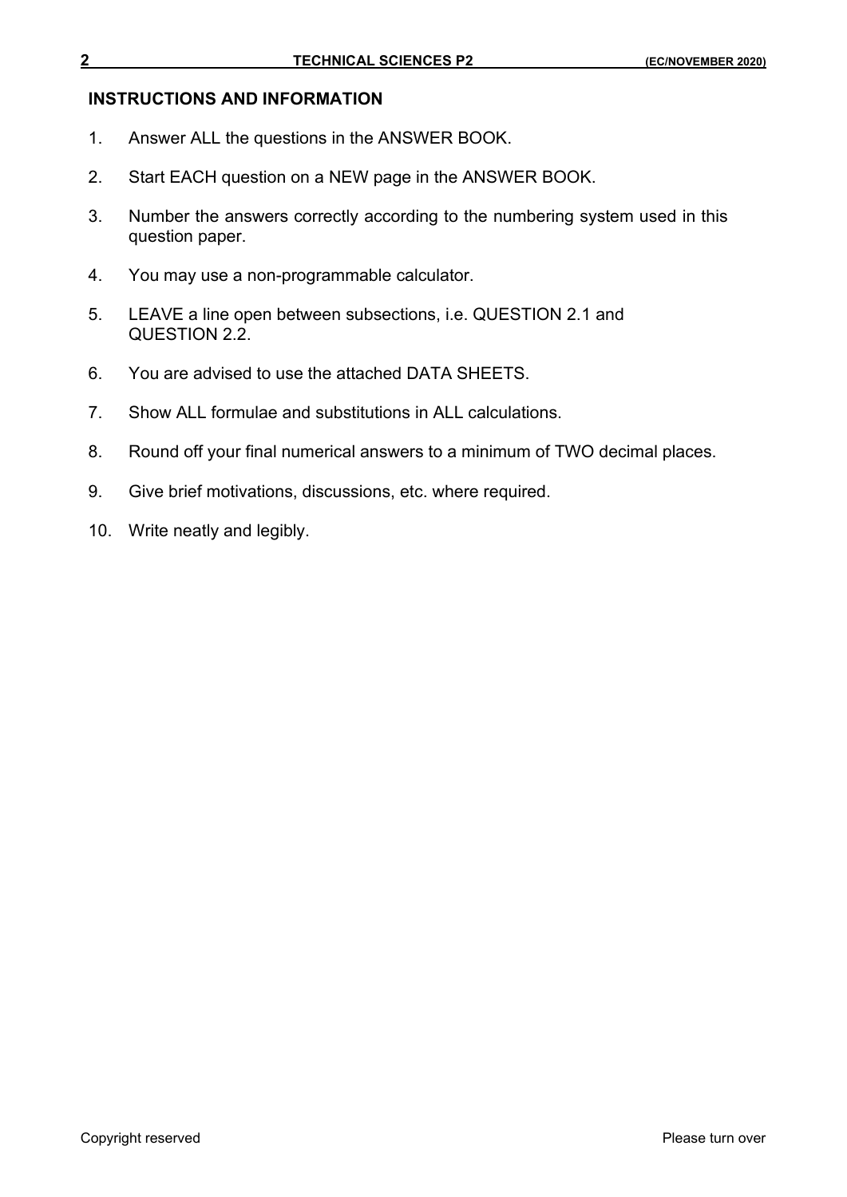## INSTRUCTIONS AND INFORMATION

1. Answer ALL the questions in the ANSWER BOOK.
2. Start EACH question on a NEW page in the ANSWER BOOK.
3. Number the answers correctly according to the numbering system used in this question paper.
4. You may use a non-programmable calculator.
5. LEAVE a line open between subsections, i.e. QUESTION 2.1 and QUESTION 2.2.
6. You are advised to use the attached DATA SHEETS.
7. Show ALL formulae and substitutions in ALL calculations.
8. Round off your final numerical answers to a minimum of TWO decimal places.
9. Give brief motivations, discussions, etc. where required.
10. Write neatly and legibly.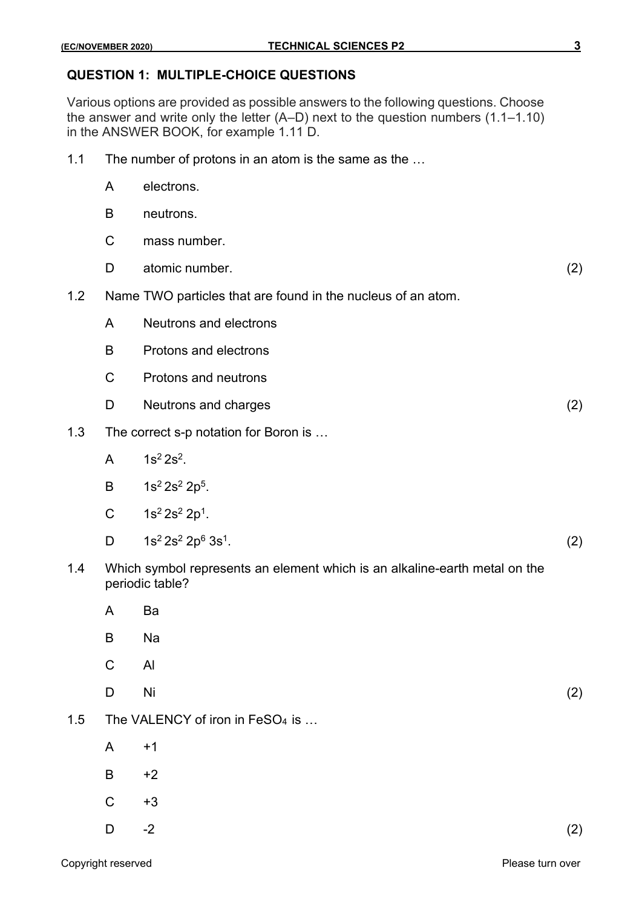## QUESTION 1: MULTIPLE-CHOICE QUESTIONS

Various options are provided as possible answers to the following questions. Choose the answer and write only the letter (A–D) next to the question numbers (1.1–1.10) in the ANSWER BOOK, for example 1.11 D.

1.1 The number of protons in an atom is the same as the …

- A electrons.
- B neutrons.
- C mass number.
- D atomic number. (2)

1.2 Name TWO particles that are found in the nucleus of an atom.

- A Neutrons and electrons
- B Protons and electrons
- C Protons and neutrons
- D Neutrons and charges (2)

1.3 The correct s-p notation for Boron is …

- A $1s^2 2s^2$.
- B $1s^2 2s^2 2p^5$.
- C $1s^2 2s^2 2p^1$.
- D $1s^2 2s^2 2p^6 3s^1$. (2)

1.4 Which symbol represents an element which is an alkaline-earth metal on the periodic table?

- A Ba
- B Na
- C Al
- D Ni (2)

1.5 The VALENCY of iron in $FeSO_4$ is …

- A +1
- B +2
- C +3
- D -2 (2)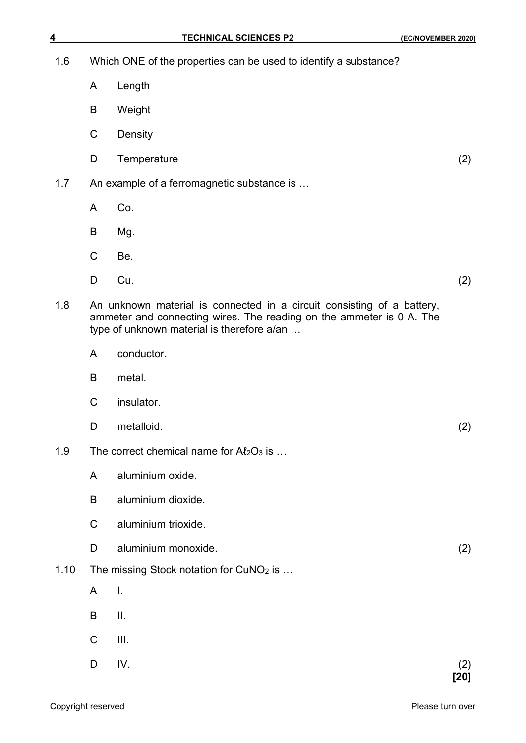1.6 Which ONE of the properties can be used to identify a substance?

A Length

B Weight

C Density

D Temperature (2)

1.7 An example of a ferromagnetic substance is …

A Co.

B Mg.

C Be.

D Cu. (2)

1.8 An unknown material is connected in a circuit consisting of a battery, ammeter and connecting wires. The reading on the ammeter is 0 A. The type of unknown material is therefore a/an …

A conductor.

B metal.

C insulator.

D metalloid. (2)

1.9 The correct chemical name for $A\ell_2O_3$ is …

A aluminium oxide.

B aluminium dioxide.

C aluminium trioxide.

D aluminium monoxide. (2)

1.10 The missing Stock notation for $CuNO_2$ is …

A I.

B II.

C III.

D IV. (2)

**[20]**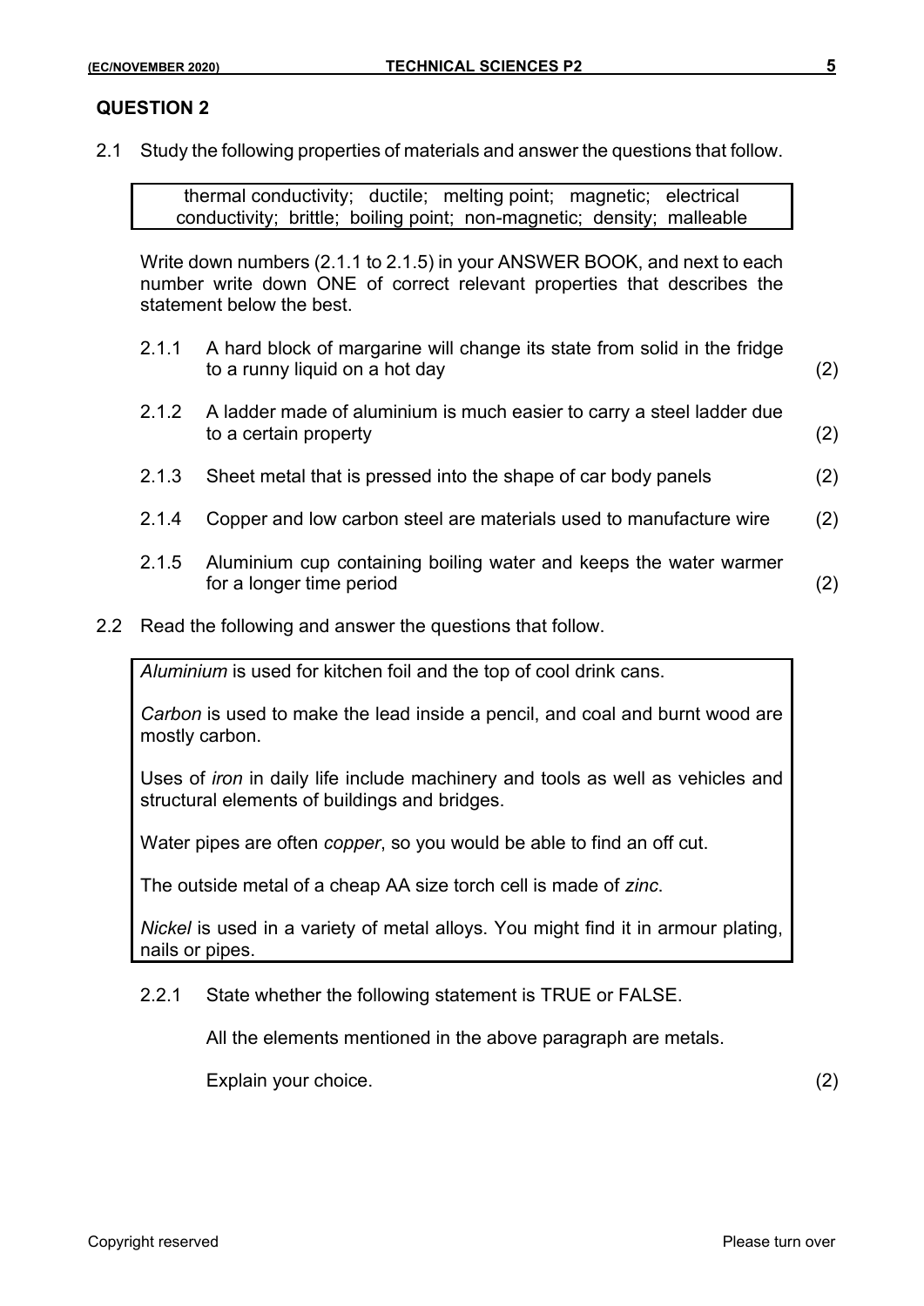## QUESTION 2

2.1 Study the following properties of materials and answer the questions that follow.

| thermal conductivity; ductile; melting point; magnetic; electrical conductivity; brittle; boiling point; non-magnetic; density; malleable |
|---|

Write down numbers (2.1.1 to 2.1.5) in your ANSWER BOOK, and next to each number write down ONE of correct relevant properties that describes the statement below the best.

2.1.1 A hard block of margarine will change its state from solid in the fridge to a runny liquid on a hot day (2)

2.1.2 A ladder made of aluminium is much easier to carry a steel ladder due to a certain property (2)

2.1.3 Sheet metal that is pressed into the shape of car body panels (2)

2.1.4 Copper and low carbon steel are materials used to manufacture wire (2)

2.1.5 Aluminium cup containing boiling water and keeps the water warmer for a longer time period (2)

2.2 Read the following and answer the questions that follow.

> *Aluminium* is used for kitchen foil and the top of cool drink cans.
>
> *Carbon* is used to make the lead inside a pencil, and coal and burnt wood are mostly carbon.
>
> Uses of *iron* in daily life include machinery and tools as well as vehicles and structural elements of buildings and bridges.
>
> Water pipes are often *copper*, so you would be able to find an off cut.
>
> The outside metal of a cheap AA size torch cell is made of *zinc*.
>
> *Nickel* is used in a variety of metal alloys. You might find it in armour plating, nails or pipes.

2.2.1 State whether the following statement is TRUE or FALSE.

All the elements mentioned in the above paragraph are metals.

Explain your choice. (2)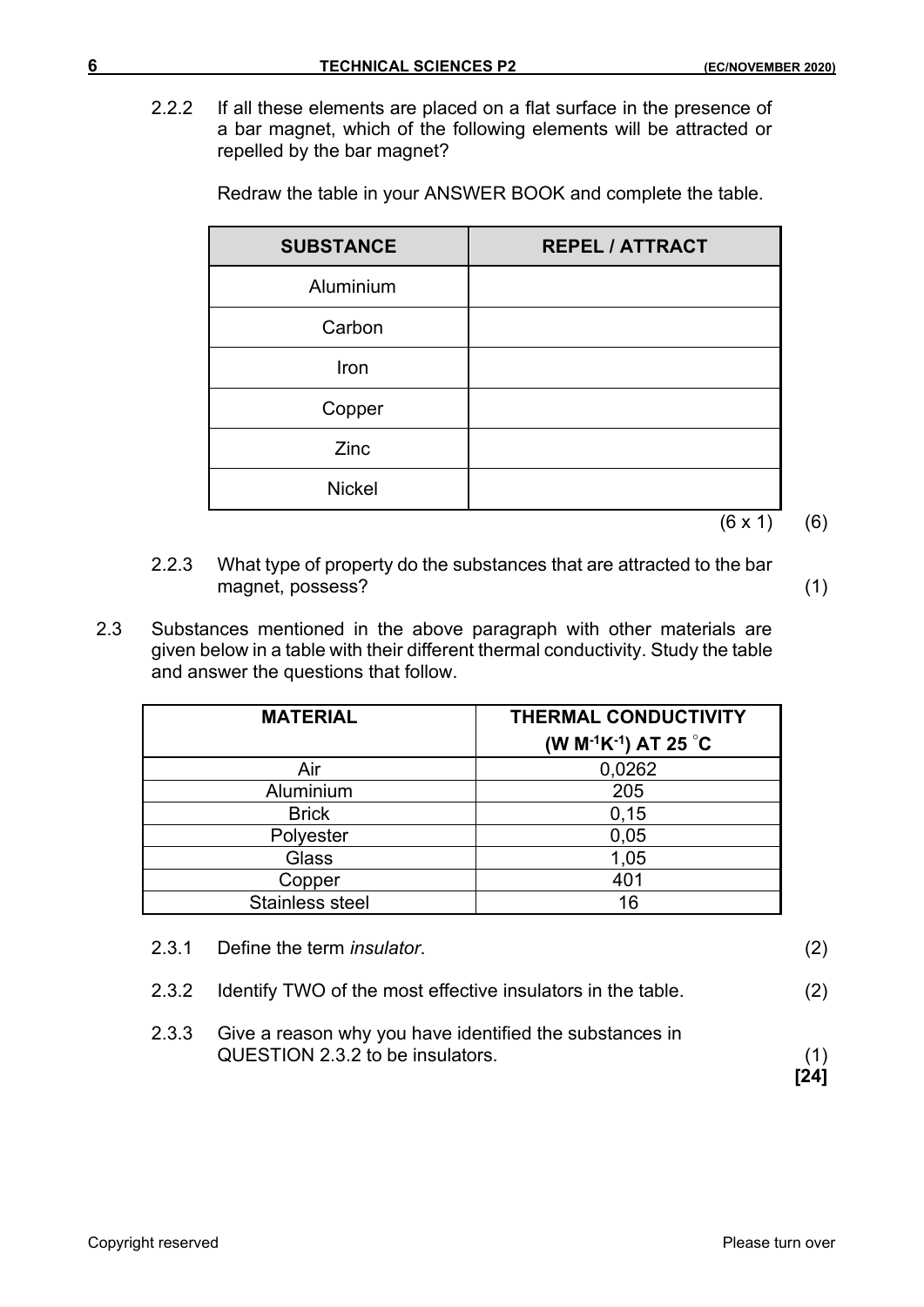2.2.2 If all these elements are placed on a flat surface in the presence of a bar magnet, which of the following elements will be attracted or repelled by the bar magnet?

Redraw the table in your ANSWER BOOK and complete the table.

| SUBSTANCE | REPEL / ATTRACT |
|---|---|
| Aluminium | |
| Carbon | |
| Iron | |
| Copper | |
| Zinc | |
| Nickel | |

(6 x 1) (6)

2.2.3 What type of property do the substances that are attracted to the bar magnet, possess? (1)

2.3 Substances mentioned in the above paragraph with other materials are given below in a table with their different thermal conductivity. Study the table and answer the questions that follow.

| MATERIAL | THERMAL CONDUCTIVITY ($W\,M^{-1}K^{-1}$) AT 25 °C |
|---|---|
| Air | 0,0262 |
| Aluminium | 205 |
| Brick | 0,15 |
| Polyester | 0,05 |
| Glass | 1,05 |
| Copper | 401 |
| Stainless steel | 16 |

2.3.1 Define the term *insulator*. (2)

2.3.2 Identify TWO of the most effective insulators in the table. (2)

2.3.3 Give a reason why you have identified the substances in QUESTION 2.3.2 to be insulators. (1)

**[24]**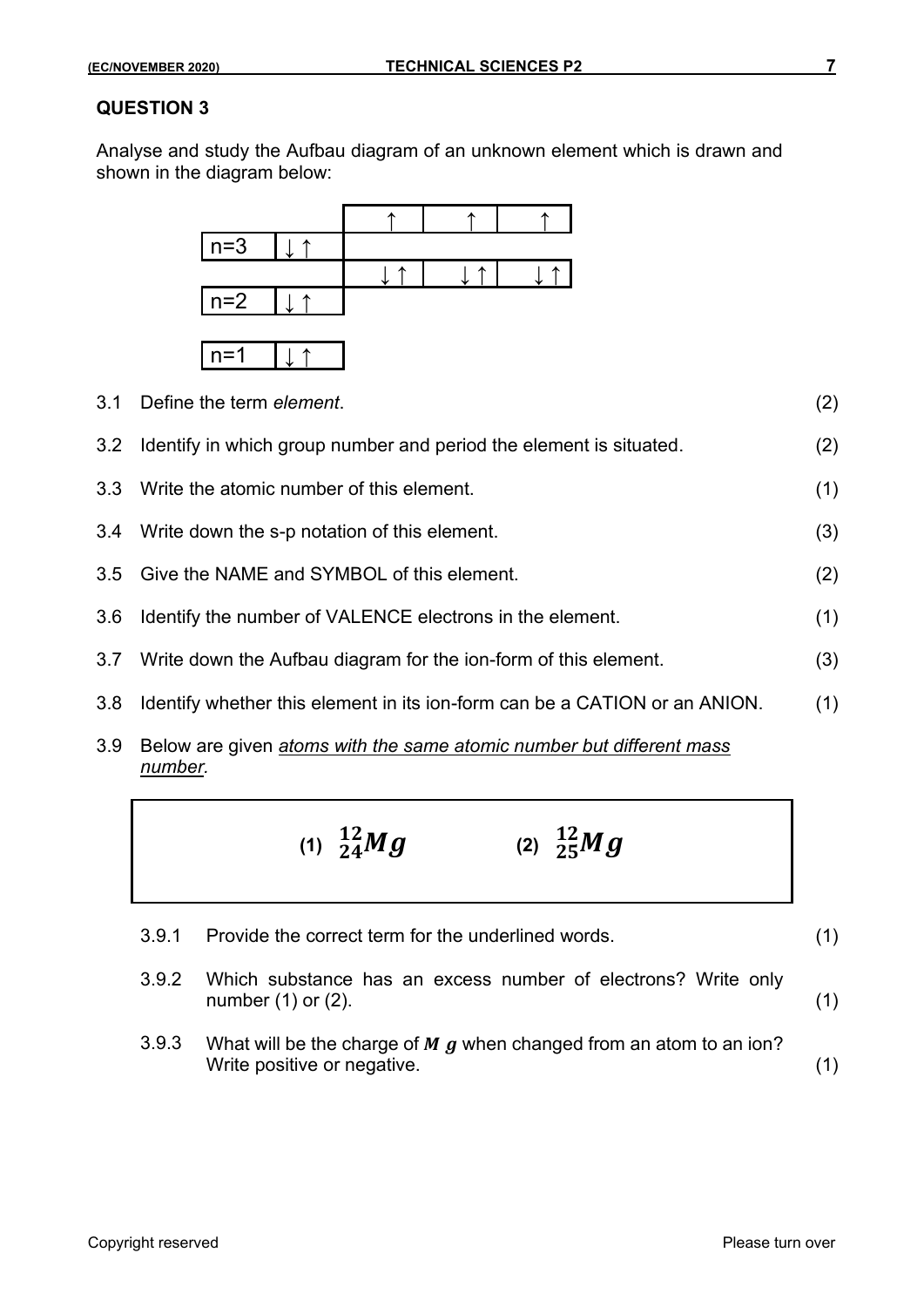## QUESTION 3

Analyse and study the Aufbau diagram of an unknown element which is drawn and shown in the diagram below:

| | | | | |
|---|---|---|---|---|
| | | ↑ | ↑ | ↑ |
| n=3 | ↓↑ | | | |
| | | ↓↑ | ↓↑ | ↓↑ |
| n=2 | ↓↑ | | | |
| | | | | |
| n=1 | ↓↑ | | | |

3.1 Define the term *element*. (2)

3.2 Identify in which group number and period the element is situated. (2)

3.3 Write the atomic number of this element. (1)

3.4 Write down the s-p notation of this element. (3)

3.5 Give the NAME and SYMBOL of this element. (2)

3.6 Identify the number of VALENCE electrons in the element. (1)

3.7 Write down the Aufbau diagram for the ion-form of this element. (3)

3.8 Identify whether this element in its ion-form can be a CATION or an ANION. (1)

3.9 Below are given *atoms with the same atomic number but different mass number.*

$$\text{(1)}\ {}^{12}_{24}Mg \qquad\qquad \text{(2)}\ {}^{12}_{25}Mg$$

3.9.1 Provide the correct term for the underlined words. (1)

3.9.2 Which substance has an excess number of electrons? Write only number (1) or (2). (1)

3.9.3 What will be the charge of $Mg$ when changed from an atom to an ion? Write positive or negative. (1)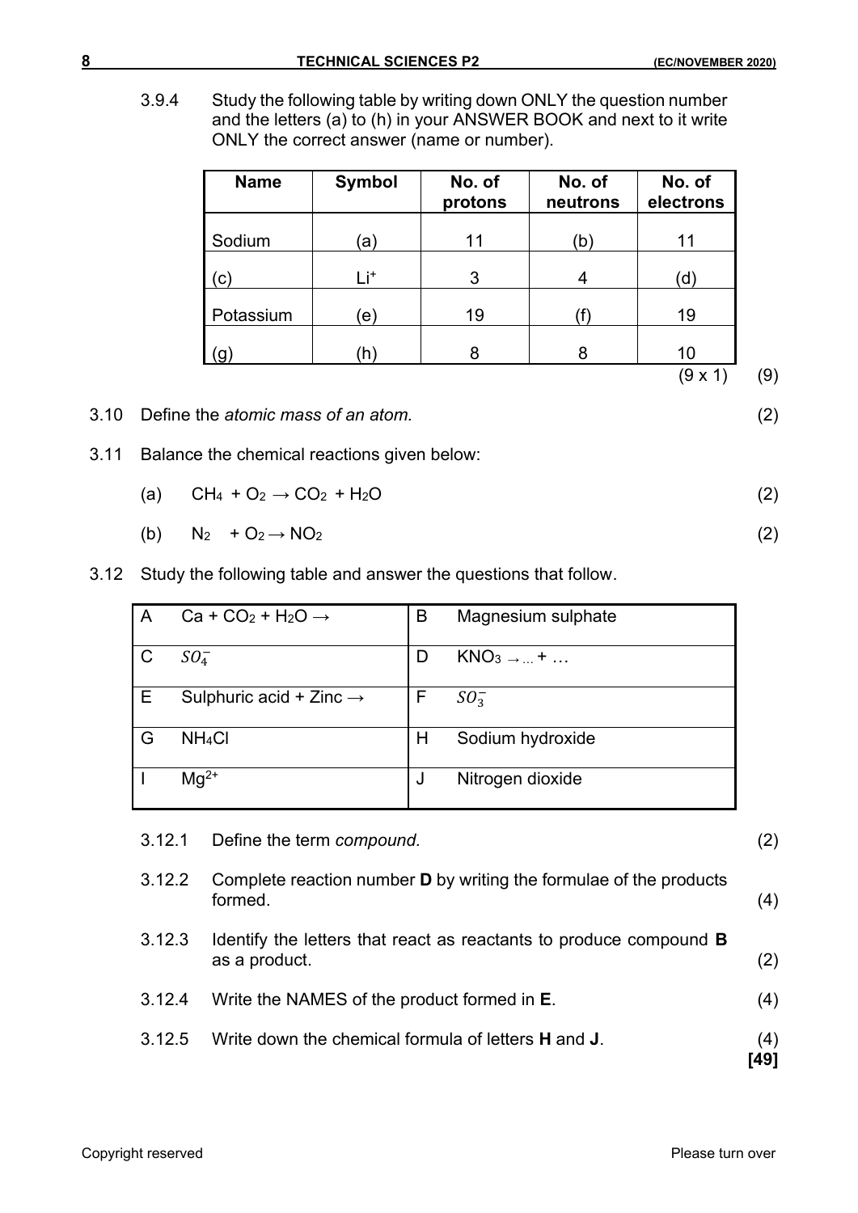3.9.4 Study the following table by writing down ONLY the question number and the letters (a) to (h) in your ANSWER BOOK and next to it write ONLY the correct answer (name or number).

| Name | Symbol | No. of protons | No. of neutrons | No. of electrons |
|---|---|---|---|---|
| Sodium | (a) | 11 | (b) | 11 |
| (c) | $Li^+$ | 3 | 4 | (d) |
| Potassium | (e) | 19 | (f) | 19 |
| (g) | (h) | 8 | 8 | 10 |

(9 x 1) (9)

3.10 Define the *atomic mass of an atom.* (2)

3.11 Balance the chemical reactions given below:

(a) $CH_4 + O_2 \rightarrow CO_2 + H_2O$ (2)

(b) $N_2 + O_2 \rightarrow NO_2$ (2)

3.12 Study the following table and answer the questions that follow.

| | | | |
|---|---|---|---|
| A | $Ca + CO_2 + H_2O \rightarrow$ | B | Magnesium sulphate |
| C | $SO_4^-$ | D | $KNO_3 \rightarrow ... + ...$ |
| E | Sulphuric acid + Zinc $\rightarrow$ | F | $SO_3^-$ |
| G | $NH_4Cl$ | H | Sodium hydroxide |
| I | $Mg^{2+}$ | J | Nitrogen dioxide |

3.12.1 Define the term *compound.* (2)

3.12.2 Complete reaction number **D** by writing the formulae of the products formed. (4)

3.12.3 Identify the letters that react as reactants to produce compound **B** as a product. (2)

3.12.4 Write the NAMES of the product formed in **E**. (4)

3.12.5 Write down the chemical formula of letters **H** and **J**. (4)

**[49]**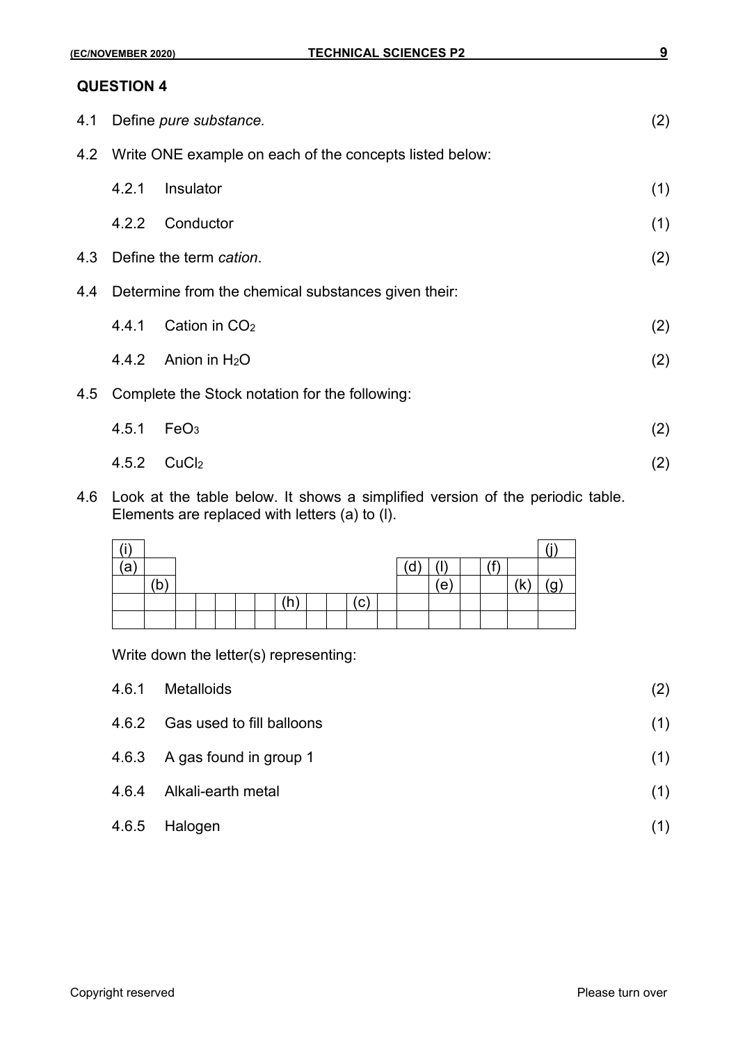## QUESTION 4

4.1 Define *pure substance.* (2)

4.2 Write ONE example on each of the concepts listed below:

4.2.1 Insulator (1)

4.2.2 Conductor (1)

4.3 Define the term *cation*. (2)

4.4 Determine from the chemical substances given their:

4.4.1 Cation in $CO_2$ (2)

4.4.2 Anion in $H_2O$ (2)

4.5 Complete the Stock notation for the following:

4.5.1 $FeO_3$ (2)

4.5.2 $CuCl_2$ (2)

4.6 Look at the table below. It shows a simplified version of the periodic table. Elements are replaced with letters (a) to (l).

| (i) | | | | | | | | | | | | | | | | | (j) |
|---|---|---|---|---|---|---|---|---|---|---|---|---|---|---|---|---|---|
| (a) | | | | | | | | | | | | (d) | (l) | | (f) | | |
| | (b) | | | | | | | | | | | | (e) | | | (k) | (g) |
| | | | | | | | (h) | | | (c) | | | | | | | |
| | | | | | | | | | | | | | | | | | |

Write down the letter(s) representing:

4.6.1 Metalloids (2)

4.6.2 Gas used to fill balloons (1)

4.6.3 A gas found in group 1 (1)

4.6.4 Alkali-earth metal (1)

4.6.5 Halogen (1)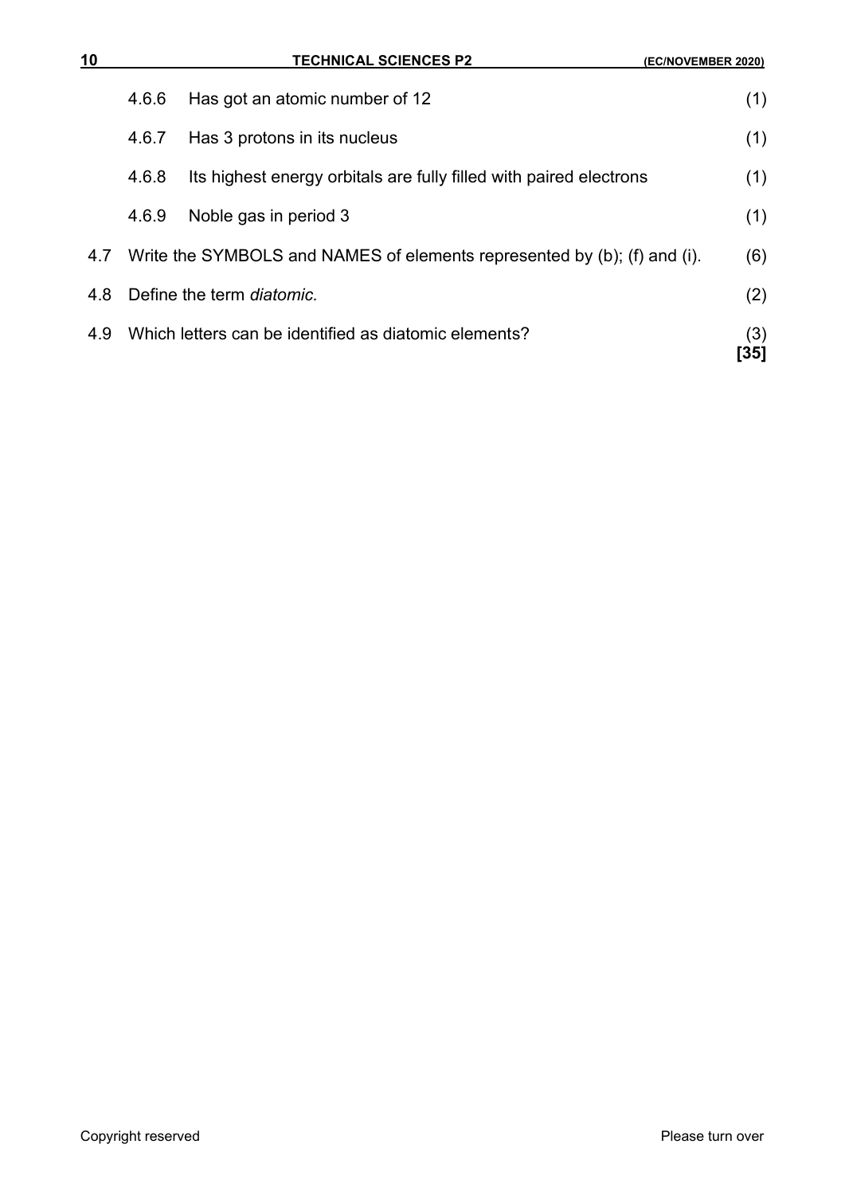4.6.6 Has got an atomic number of 12 (1)

4.6.7 Has 3 protons in its nucleus (1)

4.6.8 Its highest energy orbitals are fully filled with paired electrons (1)

4.6.9 Noble gas in period 3 (1)

4.7 Write the SYMBOLS and NAMES of elements represented by (b); (f) and (i). (6)

4.8 Define the term *diatomic.* (2)

4.9 Which letters can be identified as diatomic elements? (3)
**[35]**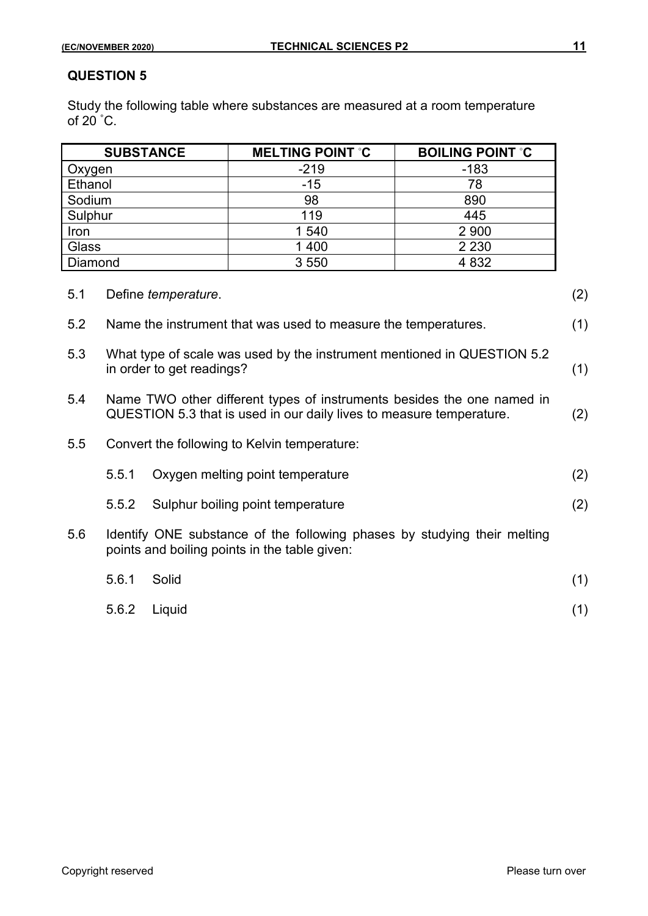## QUESTION 5

Study the following table where substances are measured at a room temperature of 20 ˚C.

| SUBSTANCE | MELTING POINT ˚C | BOILING POINT ˚C |
|---|---|---|
| Oxygen | -219 | -183 |
| Ethanol | -15 | 78 |
| Sodium | 98 | 890 |
| Sulphur | 119 | 445 |
| Iron | 1 540 | 2 900 |
| Glass | 1 400 | 2 230 |
| Diamond | 3 550 | 4 832 |

5.1 Define *temperature*. (2)

5.2 Name the instrument that was used to measure the temperatures. (1)

5.3 What type of scale was used by the instrument mentioned in QUESTION 5.2 in order to get readings? (1)

5.4 Name TWO other different types of instruments besides the one named in QUESTION 5.3 that is used in our daily lives to measure temperature. (2)

5.5 Convert the following to Kelvin temperature:

5.5.1 Oxygen melting point temperature (2)

5.5.2 Sulphur boiling point temperature (2)

5.6 Identify ONE substance of the following phases by studying their melting points and boiling points in the table given:

5.6.1 Solid (1)

5.6.2 Liquid (1)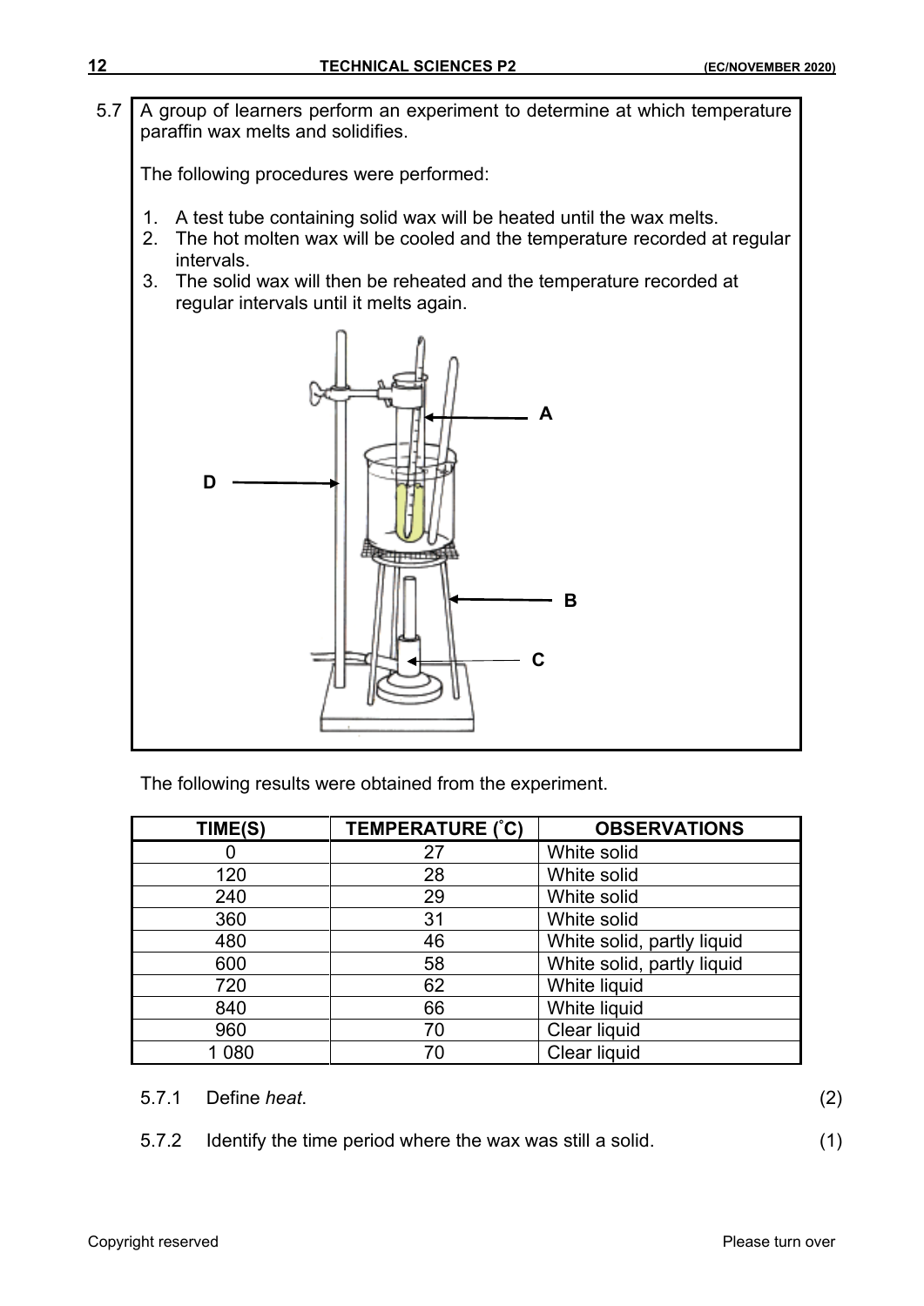5.7 A group of learners perform an experiment to determine at which temperature paraffin wax melts and solidifies.

The following procedures were performed:

1. A test tube containing solid wax will be heated until the wax melts.
2. The hot molten wax will be cooled and the temperature recorded at regular intervals.
3. The solid wax will then be reheated and the temperature recorded at regular intervals until it melts again.

A

D

B

C

The following results were obtained from the experiment.

| TIME(S) | TEMPERATURE (˚C) | OBSERVATIONS |
|---|---|---|
| 0 | 27 | White solid |
| 120 | 28 | White solid |
| 240 | 29 | White solid |
| 360 | 31 | White solid |
| 480 | 46 | White solid, partly liquid |
| 600 | 58 | White solid, partly liquid |
| 720 | 62 | White liquid |
| 840 | 66 | White liquid |
| 960 | 70 | Clear liquid |
| 1 080 | 70 | Clear liquid |

5.7.1 Define *heat*. (2)

5.7.2 Identify the time period where the wax was still a solid. (1)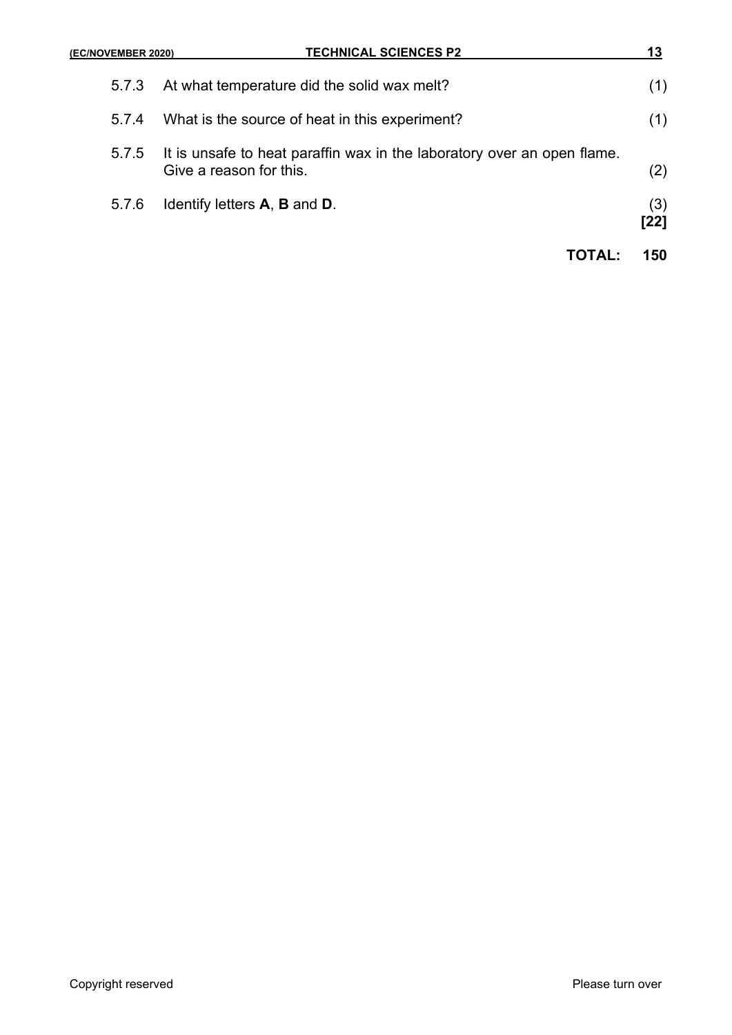5.7.3 At what temperature did the solid wax melt? (1)

5.7.4 What is the source of heat in this experiment? (1)

5.7.5 It is unsafe to heat paraffin wax in the laboratory over an open flame. Give a reason for this. (2)

5.7.6 Identify letters **A**, **B** and **D**. (3)
**[22]**

**TOTAL: 150**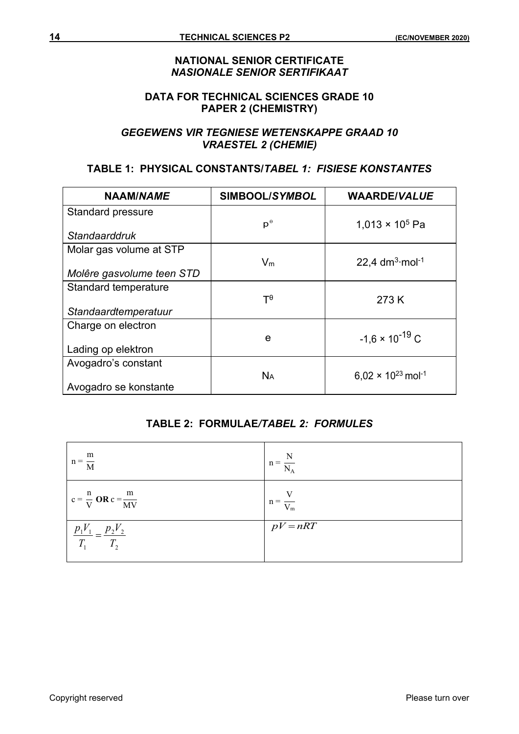**NATIONAL SENIOR CERTIFICATE**
***NASIONALE SENIOR SERTIFIKAAT***

**DATA FOR TECHNICAL SCIENCES GRADE 10**
**PAPER 2 (CHEMISTRY)**

***GEGEWENS VIR TEGNIESE WETENSKAPPE GRAAD 10***
***VRAESTEL 2 (CHEMIE)***

**TABLE 1: PHYSICAL CONSTANTS/*TABEL 1: FISIESE KONSTANTES***

| **NAAM/*NAME*** | **SIMBOOL/*SYMBOL*** | **WAARDE/*VALUE*** |
|---|---|---|
| Standard pressure<br>*Standaarddruk* | $p^\theta$ | $1{,}013 \times 10^5$ Pa |
| Molar gas volume at STP<br>*Molêre gasvolume teen STD* | $V_m$ | $22{,}4\ dm^3 \cdot mol^{-1}$ |
| Standard temperature<br>*Standaardtemperatuur* | $T^\theta$ | 273 K |
| Charge on electron<br>Lading op elektron | e | $-1{,}6 \times 10^{-19}$ C |
| Avogadro's constant<br>Avogadro se konstante | $N_A$ | $6{,}02 \times 10^{23}\ mol^{-1}$ |

**TABLE 2: FORMULAE/*TABEL 2: FORMULES***

| | |
|---|---|
| $n = \frac{m}{M}$ | $n = \frac{N}{N_A}$ |
| $c = \frac{n}{V}$ **OR** $c = \frac{m}{MV}$ | $n = \frac{V}{V_m}$ |
| $\frac{p_1V_1}{T_1} = \frac{p_2V_2}{T_2}$ | $pV = nRT$ |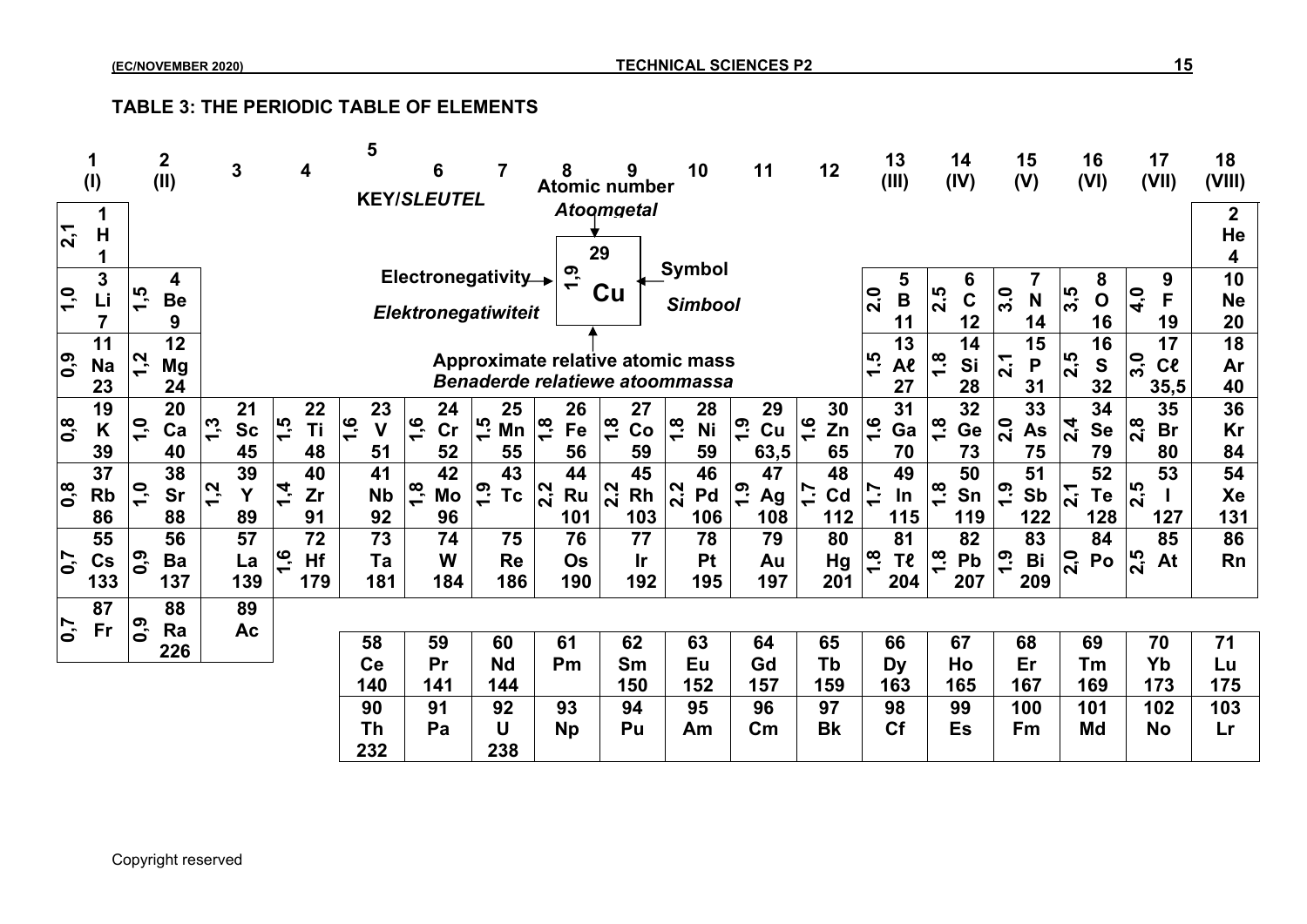## TABLE 3: THE PERIODIC TABLE OF ELEMENTS

**KEY/*SLEUTEL***

- Atomic number / *Atoomgetal*: 29
- Electronegativity / *Elektronegatiwiteit*: 1,9
- Symbol / *Simbool*: Cu
- Approximate relative atomic mass / *Benaderde relatiewe atoommassa*: 63,5

| 1 (I) | 2 (II) | 3 | 4 | 5 | 6 | 7 | 8 | 9 | 10 | 11 | 12 | 13 (III) | 14 (IV) | 15 (V) | 16 (VI) | 17 (VII) | 18 (VIII) |
|---|---|---|---|---|---|---|---|---|---|---|---|---|---|---|---|---|---|
| 1<br>2,1 H<br>1 | | | | | | | | | | | | | | | | | 2<br>He<br>4 |
| 3<br>1,0 Li<br>7 | 4<br>1,5 Be<br>9 | | | | | | | | | | | 5<br>2,0 B<br>11 | 6<br>2,5 C<br>12 | 7<br>3,0 N<br>14 | 8<br>3,5 O<br>16 | 9<br>4,0 F<br>19 | 10<br>Ne<br>20 |
| 11<br>0,9 Na<br>23 | 12<br>1,2 Mg<br>24 | | | | | | | | | | | 13<br>1,5 Aℓ<br>27 | 14<br>1,8 Si<br>28 | 15<br>2,1 P<br>31 | 16<br>2,5 S<br>32 | 17<br>3,0 Cℓ<br>35,5 | 18<br>Ar<br>40 |
| 19<br>0,8 K<br>39 | 20<br>1,0 Ca<br>40 | 21<br>1,3 Sc<br>45 | 22<br>1,5 Ti<br>48 | 23<br>1,6 V<br>51 | 24<br>1,6 Cr<br>52 | 25<br>1,5 Mn<br>55 | 26<br>1,8 Fe<br>56 | 27<br>1,8 Co<br>59 | 28<br>1,8 Ni<br>59 | 29<br>1,9 Cu<br>63,5 | 30<br>1,6 Zn<br>65 | 31<br>1,6 Ga<br>70 | 32<br>1,8 Ge<br>73 | 33<br>2,0 As<br>75 | 34<br>2,4 Se<br>79 | 35<br>2,8 Br<br>80 | 36<br>Kr<br>84 |
| 37<br>0,8 Rb<br>86 | 38<br>1,0 Sr<br>88 | 39<br>1,2 Y<br>89 | 40<br>1,4 Zr<br>91 | 41<br>Nb<br>92 | 42<br>1,8 Mo<br>96 | 43<br>1,9 Tc | 44<br>2,2 Ru<br>101 | 45<br>2,2 Rh<br>103 | 46<br>2,2 Pd<br>106 | 47<br>1,9 Ag<br>108 | 48<br>1,7 Cd<br>112 | 49<br>1,7 In<br>115 | 50<br>1,8 Sn<br>119 | 51<br>1,9 Sb<br>122 | 52<br>2,1 Te<br>128 | 53<br>2,5 I<br>127 | 54<br>Xe<br>131 |
| 55<br>0,7 Cs<br>133 | 56<br>0,9 Ba<br>137 | 57<br>La<br>139 | 72<br>1,6 Hf<br>179 | 73<br>Ta<br>181 | 74<br>W<br>184 | 75<br>Re<br>186 | 76<br>Os<br>190 | 77<br>Ir<br>192 | 78<br>Pt<br>195 | 79<br>Au<br>197 | 80<br>Hg<br>201 | 81<br>1,8 Tℓ<br>204 | 82<br>1,8 Pb<br>207 | 83<br>1,9 Bi<br>209 | 84<br>2,0 Po | 85<br>2,5 At | 86<br>Rn |
| 87<br>0,7 Fr | 88<br>0,9 Ra<br>226 | 89<br>Ac | | | | | | | | | | | | | | | |

| | | | | | | | | | | | | | |
|---|---|---|---|---|---|---|---|---|---|---|---|---|---|
| 58<br>Ce<br>140 | 59<br>Pr<br>141 | 60<br>Nd<br>144 | 61<br>Pm | 62<br>Sm<br>150 | 63<br>Eu<br>152 | 64<br>Gd<br>157 | 65<br>Tb<br>159 | 66<br>Dy<br>163 | 67<br>Ho<br>165 | 68<br>Er<br>167 | 69<br>Tm<br>169 | 70<br>Yb<br>173 | 71<br>Lu<br>175 |
| 90<br>Th<br>232 | 91<br>Pa | 92<br>U<br>238 | 93<br>Np | 94<br>Pu | 95<br>Am | 96<br>Cm | 97<br>Bk | 98<br>Cf | 99<br>Es | 100<br>Fm | 101<br>Md | 102<br>No | 103<br>Lr |